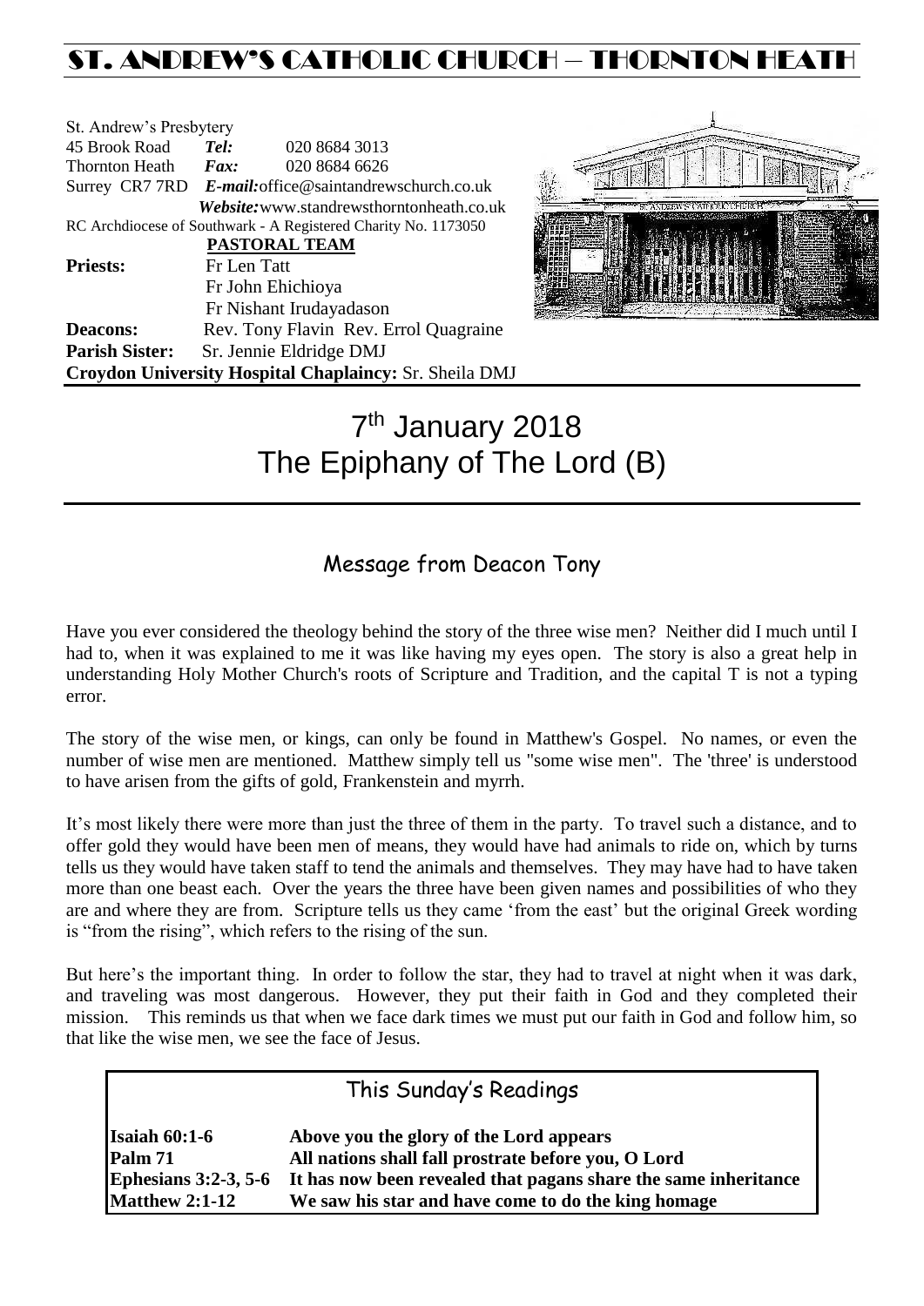# ST. ANDREW'S CATHOLIC CHURCH – THORNTON HEATH

St. Andrew's Presbytery
45 Brook Road **Tel:** 020 8684 3013
Thornton Heath **Fax:** 020 8684 6626
Surrey CR7 7RD ***E-mail:***office@saintandrewschurch.co.uk
***Website:***www.standrewsthorntonheath.co.uk
RC Archdiocese of Southwark - A Registered Charity No. 1173050

**PASTORAL TEAM**

**Priests:** Fr Len Tatt
Fr John Ehichioya
Fr Nishant Irudayadason
**Deacons:** Rev. Tony Flavin Rev. Errol Quagraine
**Parish Sister:** Sr. Jennie Eldridge DMJ
**Croydon University Hospital Chaplaincy:** Sr. Sheila DMJ

# 7th January 2018
# The Epiphany of The Lord (B)

## Message from Deacon Tony

Have you ever considered the theology behind the story of the three wise men? Neither did I much until I had to, when it was explained to me it was like having my eyes open. The story is also a great help in understanding Holy Mother Church's roots of Scripture and Tradition, and the capital T is not a typing error.

The story of the wise men, or kings, can only be found in Matthew's Gospel. No names, or even the number of wise men are mentioned. Matthew simply tell us "some wise men". The 'three' is understood to have arisen from the gifts of gold, Frankenstein and myrrh.

It's most likely there were more than just the three of them in the party. To travel such a distance, and to offer gold they would have been men of means, they would have had animals to ride on, which by turns tells us they would have taken staff to tend the animals and themselves. They may have had to have taken more than one beast each. Over the years the three have been given names and possibilities of who they are and where they are from. Scripture tells us they came 'from the east' but the original Greek wording is "from the rising", which refers to the rising of the sun.

But here's the important thing. In order to follow the star, they had to travel at night when it was dark, and traveling was most dangerous. However, they put their faith in God and they completed their mission. This reminds us that when we face dark times we must put our faith in God and follow him, so that like the wise men, we see the face of Jesus.

## This Sunday's Readings

| | |
|---|---|
| **Isaiah 60:1-6** | **Above you the glory of the Lord appears** |
| **Palm 71** | **All nations shall fall prostrate before you, O Lord** |
| **Ephesians 3:2-3, 5-6** | **It has now been revealed that pagans share the same inheritance** |
| **Matthew 2:1-12** | **We saw his star and have come to do the king homage** |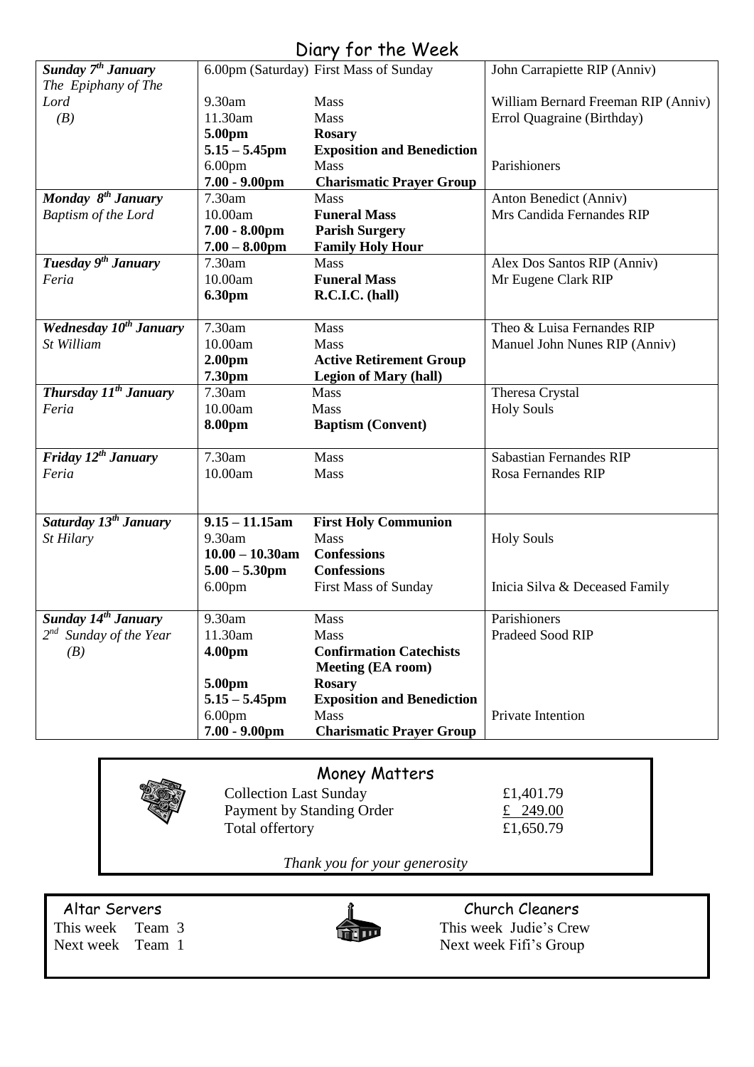# Diary for the Week

| Day | Time | Event | Intention |
|---|---|---|---|
| ***Sunday 7th January*** *The Epiphany of The Lord (B)* | 6.00pm (Saturday) | First Mass of Sunday | John Carrapiette RIP (Anniv) |
| | 9.30am | Mass | William Bernard Freeman RIP (Anniv) |
| | 11.30am | Mass | Errol Quagraine (Birthday) |
| | **5.00pm** | **Rosary** | |
| | **5.15 – 5.45pm** | **Exposition and Benediction** | |
| | 6.00pm | Mass | Parishioners |
| | **7.00 - 9.00pm** | **Charismatic Prayer Group** | |
| ***Monday 8th January*** *Baptism of the Lord* | 7.30am | Mass | Anton Benedict (Anniv) |
| | 10.00am | **Funeral Mass** | Mrs Candida Fernandes RIP |
| | **7.00 - 8.00pm** | **Parish Surgery** | |
| | **7.00 – 8.00pm** | **Family Holy Hour** | |
| ***Tuesday 9th January*** *Feria* | 7.30am | Mass | Alex Dos Santos RIP (Anniv) |
| | 10.00am | **Funeral Mass** | Mr Eugene Clark RIP |
| | **6.30pm** | **R.C.I.C. (hall)** | |
| ***Wednesday 10th January*** *St William* | 7.30am | Mass | Theo & Luisa Fernandes RIP |
| | 10.00am | Mass | Manuel John Nunes RIP (Anniv) |
| | **2.00pm** | **Active Retirement Group** | |
| | **7.30pm** | **Legion of Mary (hall)** | |
| ***Thursday 11th January*** *Feria* | 7.30am | Mass | Theresa Crystal |
| | 10.00am | Mass | Holy Souls |
| | **8.00pm** | **Baptism (Convent)** | |
| ***Friday 12th January*** *Feria* | 7.30am | Mass | Sabastian Fernandes RIP |
| | 10.00am | Mass | Rosa Fernandes RIP |
| ***Saturday 13th January*** *St Hilary* | **9.15 – 11.15am** | **First Holy Communion** | |
| | 9.30am | Mass | Holy Souls |
| | **10.00 – 10.30am** | **Confessions** | |
| | **5.00 – 5.30pm** | **Confessions** | |
| | 6.00pm | First Mass of Sunday | Inicia Silva & Deceased Family |
| ***Sunday 14th January*** *2nd Sunday of the Year (B)* | 9.30am | Mass | Parishioners |
| | 11.30am | Mass | Pradeed Sood RIP |
| | **4.00pm** | **Confirmation Catechists Meeting (EA room)** | |
| | **5.00pm** | **Rosary** | |
| | **5.15 – 5.45pm** | **Exposition and Benediction** | |
| | 6.00pm | Mass | Private Intention |
| | **7.00 - 9.00pm** | **Charismatic Prayer Group** | |

## Money Matters

| | |
|---|---|
| Collection Last Sunday | £1,401.79 |
| Payment by Standing Order | £ 249.00 |
| Total offertory | £1,650.79 |

*Thank you for your generosity*

**Altar Servers**

This week Team 3
Next week Team 1

**Church Cleaners**

This week Judie's Crew
Next week Fifi's Group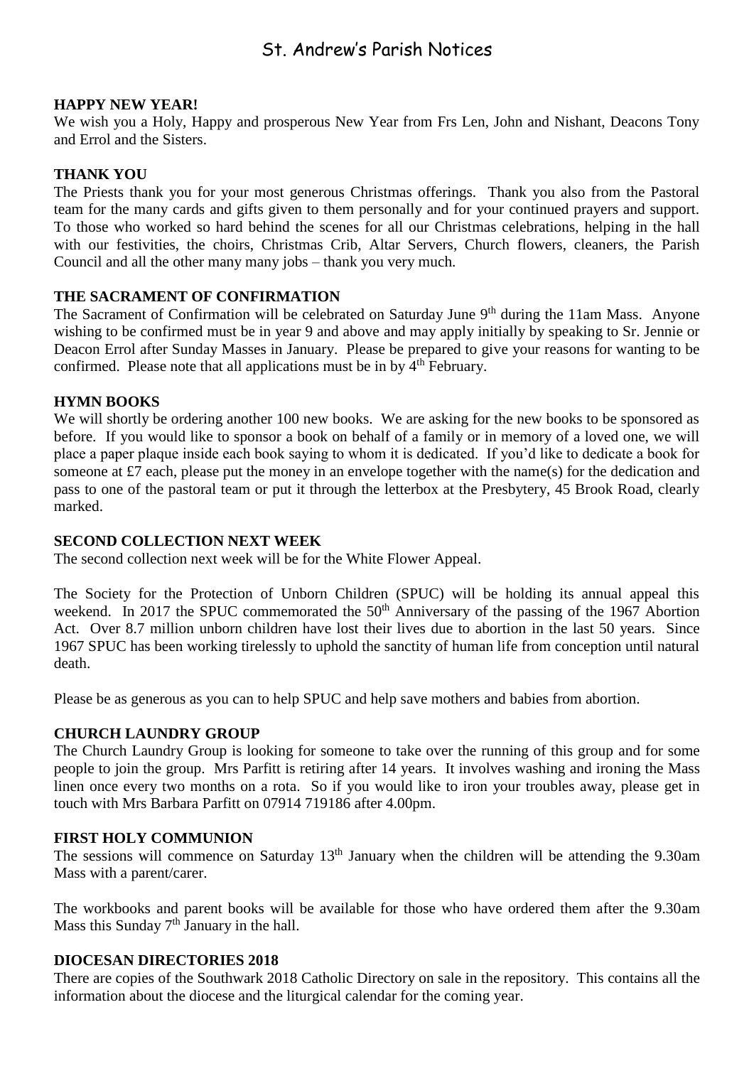# St. Andrew's Parish Notices

## HAPPY NEW YEAR!

We wish you a Holy, Happy and prosperous New Year from Frs Len, John and Nishant, Deacons Tony and Errol and the Sisters.

## THANK YOU

The Priests thank you for your most generous Christmas offerings. Thank you also from the Pastoral team for the many cards and gifts given to them personally and for your continued prayers and support. To those who worked so hard behind the scenes for all our Christmas celebrations, helping in the hall with our festivities, the choirs, Christmas Crib, Altar Servers, Church flowers, cleaners, the Parish Council and all the other many many jobs – thank you very much.

## THE SACRAMENT OF CONFIRMATION

The Sacrament of Confirmation will be celebrated on Saturday June 9th during the 11am Mass. Anyone wishing to be confirmed must be in year 9 and above and may apply initially by speaking to Sr. Jennie or Deacon Errol after Sunday Masses in January. Please be prepared to give your reasons for wanting to be confirmed. Please note that all applications must be in by 4th February.

## HYMN BOOKS

We will shortly be ordering another 100 new books. We are asking for the new books to be sponsored as before. If you would like to sponsor a book on behalf of a family or in memory of a loved one, we will place a paper plaque inside each book saying to whom it is dedicated. If you'd like to dedicate a book for someone at £7 each, please put the money in an envelope together with the name(s) for the dedication and pass to one of the pastoral team or put it through the letterbox at the Presbytery, 45 Brook Road, clearly marked.

## SECOND COLLECTION NEXT WEEK

The second collection next week will be for the White Flower Appeal.

The Society for the Protection of Unborn Children (SPUC) will be holding its annual appeal this weekend. In 2017 the SPUC commemorated the 50th Anniversary of the passing of the 1967 Abortion Act. Over 8.7 million unborn children have lost their lives due to abortion in the last 50 years. Since 1967 SPUC has been working tirelessly to uphold the sanctity of human life from conception until natural death.

Please be as generous as you can to help SPUC and help save mothers and babies from abortion.

## CHURCH LAUNDRY GROUP

The Church Laundry Group is looking for someone to take over the running of this group and for some people to join the group. Mrs Parfitt is retiring after 14 years. It involves washing and ironing the Mass linen once every two months on a rota. So if you would like to iron your troubles away, please get in touch with Mrs Barbara Parfitt on 07914 719186 after 4.00pm.

## FIRST HOLY COMMUNION

The sessions will commence on Saturday 13th January when the children will be attending the 9.30am Mass with a parent/carer.

The workbooks and parent books will be available for those who have ordered them after the 9.30am Mass this Sunday 7th January in the hall.

## DIOCESAN DIRECTORIES 2018

There are copies of the Southwark 2018 Catholic Directory on sale in the repository. This contains all the information about the diocese and the liturgical calendar for the coming year.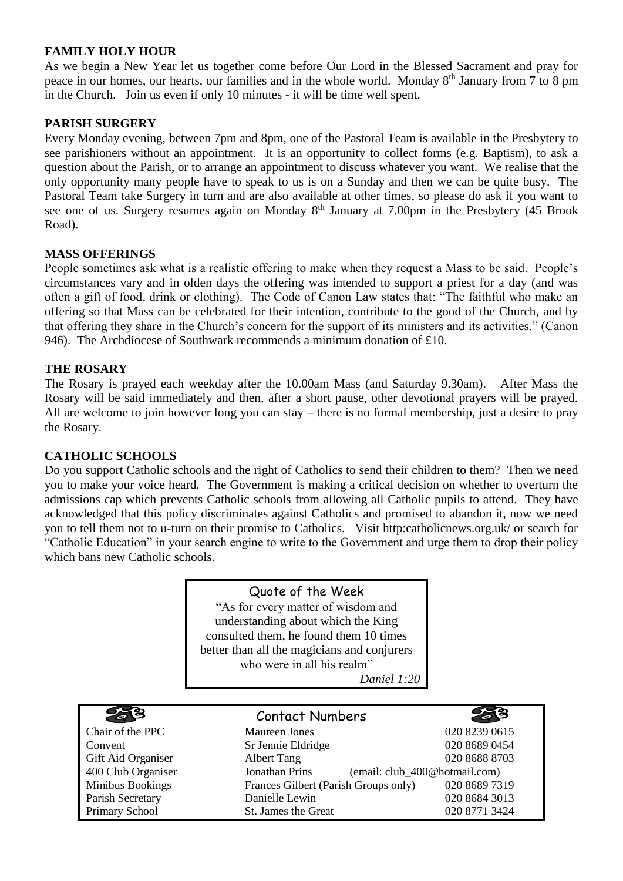## FAMILY HOLY HOUR

As we begin a New Year let us together come before Our Lord in the Blessed Sacrament and pray for peace in our homes, our hearts, our families and in the whole world. Monday 8th January from 7 to 8 pm in the Church. Join us even if only 10 minutes - it will be time well spent.

## PARISH SURGERY

Every Monday evening, between 7pm and 8pm, one of the Pastoral Team is available in the Presbytery to see parishioners without an appointment. It is an opportunity to collect forms (e.g. Baptism), to ask a question about the Parish, or to arrange an appointment to discuss whatever you want. We realise that the only opportunity many people have to speak to us is on a Sunday and then we can be quite busy. The Pastoral Team take Surgery in turn and are also available at other times, so please do ask if you want to see one of us. Surgery resumes again on Monday 8th January at 7.00pm in the Presbytery (45 Brook Road).

## MASS OFFERINGS

People sometimes ask what is a realistic offering to make when they request a Mass to be said. People's circumstances vary and in olden days the offering was intended to support a priest for a day (and was often a gift of food, drink or clothing). The Code of Canon Law states that: "The faithful who make an offering so that Mass can be celebrated for their intention, contribute to the good of the Church, and by that offering they share in the Church's concern for the support of its ministers and its activities." (Canon 946). The Archdiocese of Southwark recommends a minimum donation of £10.

## THE ROSARY

The Rosary is prayed each weekday after the 10.00am Mass (and Saturday 9.30am). After Mass the Rosary will be said immediately and then, after a short pause, other devotional prayers will be prayed. All are welcome to join however long you can stay – there is no formal membership, just a desire to pray the Rosary.

## CATHOLIC SCHOOLS

Do you support Catholic schools and the right of Catholics to send their children to them? Then we need you to make your voice heard. The Government is making a critical decision on whether to overturn the admissions cap which prevents Catholic schools from allowing all Catholic pupils to attend. They have acknowledged that this policy discriminates against Catholics and promised to abandon it, now we need you to tell them not to u-turn on their promise to Catholics. Visit http:catholicnews.org.uk/ or search for "Catholic Education" in your search engine to write to the Government and urge them to drop their policy which bans new Catholic schools.

**Quote of the Week**

"As for every matter of wisdom and understanding about which the King consulted them, he found them 10 times better than all the magicians and conjurers who were in all his realm"

*Daniel 1:20*

## Contact Numbers

| | | |
|---|---|---|
| Chair of the PPC | Maureen Jones | 020 8239 0615 |
| Convent | Sr Jennie Eldridge | 020 8689 0454 |
| Gift Aid Organiser | Albert Tang | 020 8688 8703 |
| 400 Club Organiser | Jonathan Prins | (email: club_400@hotmail.com) |
| Minibus Bookings | Frances Gilbert (Parish Groups only) | 020 8689 7319 |
| Parish Secretary | Danielle Lewin | 020 8684 3013 |
| Primary School | St. James the Great | 020 8771 3424 |